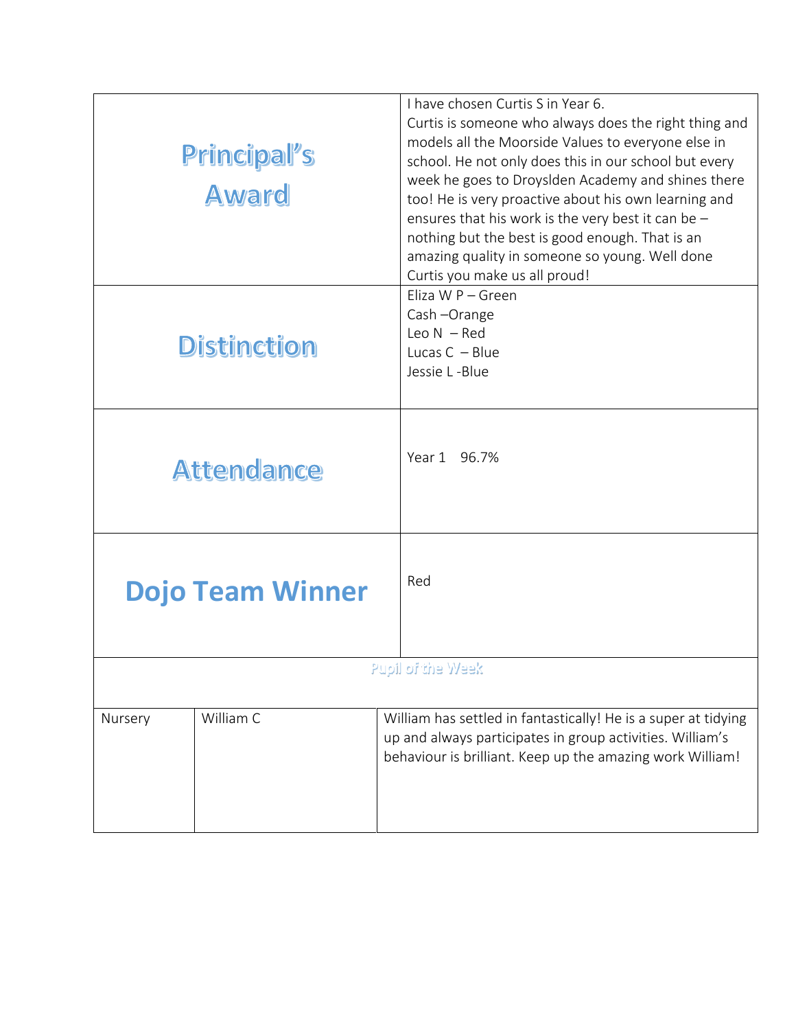| | |
|---|---|
| **Principal's Award** | I have chosen Curtis S in Year 6.<br>Curtis is someone who always does the right thing and models all the Moorside Values to everyone else in school. He not only does this in our school but every week he goes to Droyslden Academy and shines there too! He is very proactive about his own learning and ensures that his work is the very best it can be – nothing but the best is good enough. That is an amazing quality in someone so young. Well done Curtis you make us all proud! |
| **Distinction** | Eliza W P – Green<br>Cash –Orange<br>Leo N – Red<br>Lucas C – Blue<br>Jessie L -Blue |
| **Attendance** | Year 1 96.7% |
| **Dojo Team Winner** | Red |

**Pupil of the Week**

| | | |
|---|---|---|
| Nursery | William C | William has settled in fantastically! He is a super at tidying up and always participates in group activities. William's behaviour is brilliant. Keep up the amazing work William! |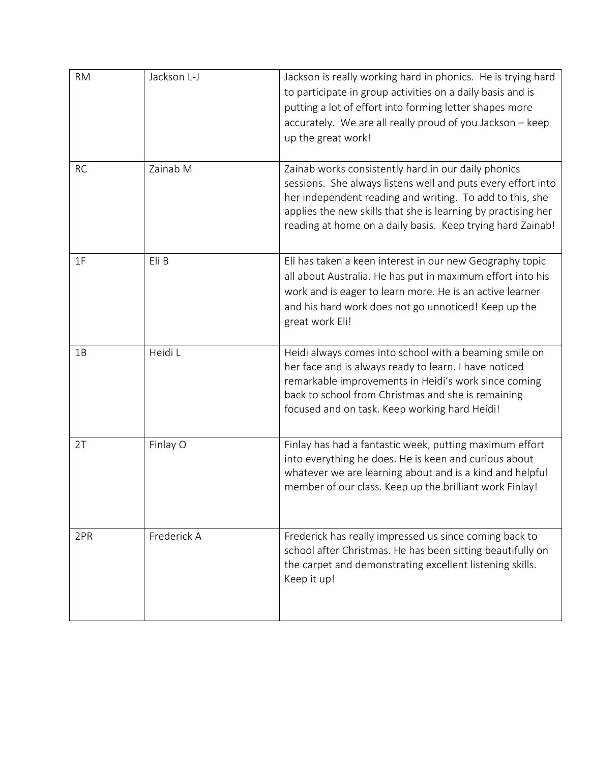| | | |
|---|---|---|
| RM | Jackson L-J | Jackson is really working hard in phonics. He is trying hard to participate in group activities on a daily basis and is putting a lot of effort into forming letter shapes more accurately. We are all really proud of you Jackson – keep up the great work! |
| RC | Zainab M | Zainab works consistently hard in our daily phonics sessions. She always listens well and puts every effort into her independent reading and writing. To add to this, she applies the new skills that she is learning by practising her reading at home on a daily basis. Keep trying hard Zainab! |
| 1F | Eli B | Eli has taken a keen interest in our new Geography topic all about Australia. He has put in maximum effort into his work and is eager to learn more. He is an active learner and his hard work does not go unnoticed! Keep up the great work Eli! |
| 1B | Heidi L | Heidi always comes into school with a beaming smile on her face and is always ready to learn. I have noticed remarkable improvements in Heidi's work since coming back to school from Christmas and she is remaining focused and on task. Keep working hard Heidi! |
| 2T | Finlay O | Finlay has had a fantastic week, putting maximum effort into everything he does. He is keen and curious about whatever we are learning about and is a kind and helpful member of our class. Keep up the brilliant work Finlay! |
| 2PR | Frederick A | Frederick has really impressed us since coming back to school after Christmas. He has been sitting beautifully on the carpet and demonstrating excellent listening skills. Keep it up! |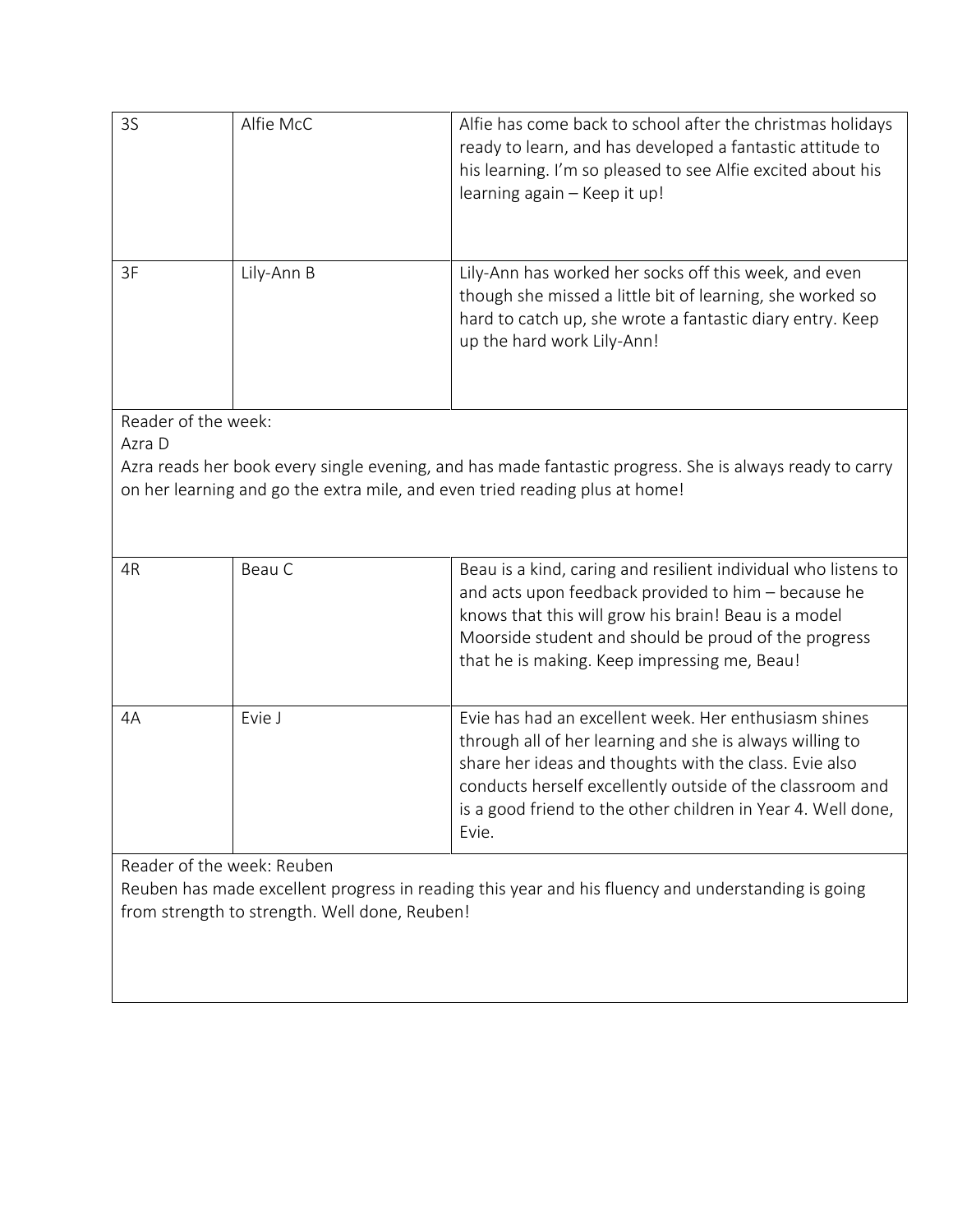| | | |
|---|---|---|
| 3S | Alfie McC | Alfie has come back to school after the christmas holidays ready to learn, and has developed a fantastic attitude to his learning. I'm so pleased to see Alfie excited about his learning again – Keep it up! |
| 3F | Lily-Ann B | Lily-Ann has worked her socks off this week, and even though she missed a little bit of learning, she worked so hard to catch up, she wrote a fantastic diary entry. Keep up the hard work Lily-Ann! |
| Reader of the week:<br>Azra D<br>Azra reads her book every single evening, and has made fantastic progress. She is always ready to carry on her learning and go the extra mile, and even tried reading plus at home! | | |
| 4R | Beau C | Beau is a kind, caring and resilient individual who listens to and acts upon feedback provided to him – because he knows that this will grow his brain! Beau is a model Moorside student and should be proud of the progress that he is making. Keep impressing me, Beau! |
| 4A | Evie J | Evie has had an excellent week. Her enthusiasm shines through all of her learning and she is always willing to share her ideas and thoughts with the class. Evie also conducts herself excellently outside of the classroom and is a good friend to the other children in Year 4. Well done, Evie. |
| Reader of the week: Reuben<br>Reuben has made excellent progress in reading this year and his fluency and understanding is going from strength to strength. Well done, Reuben! | | |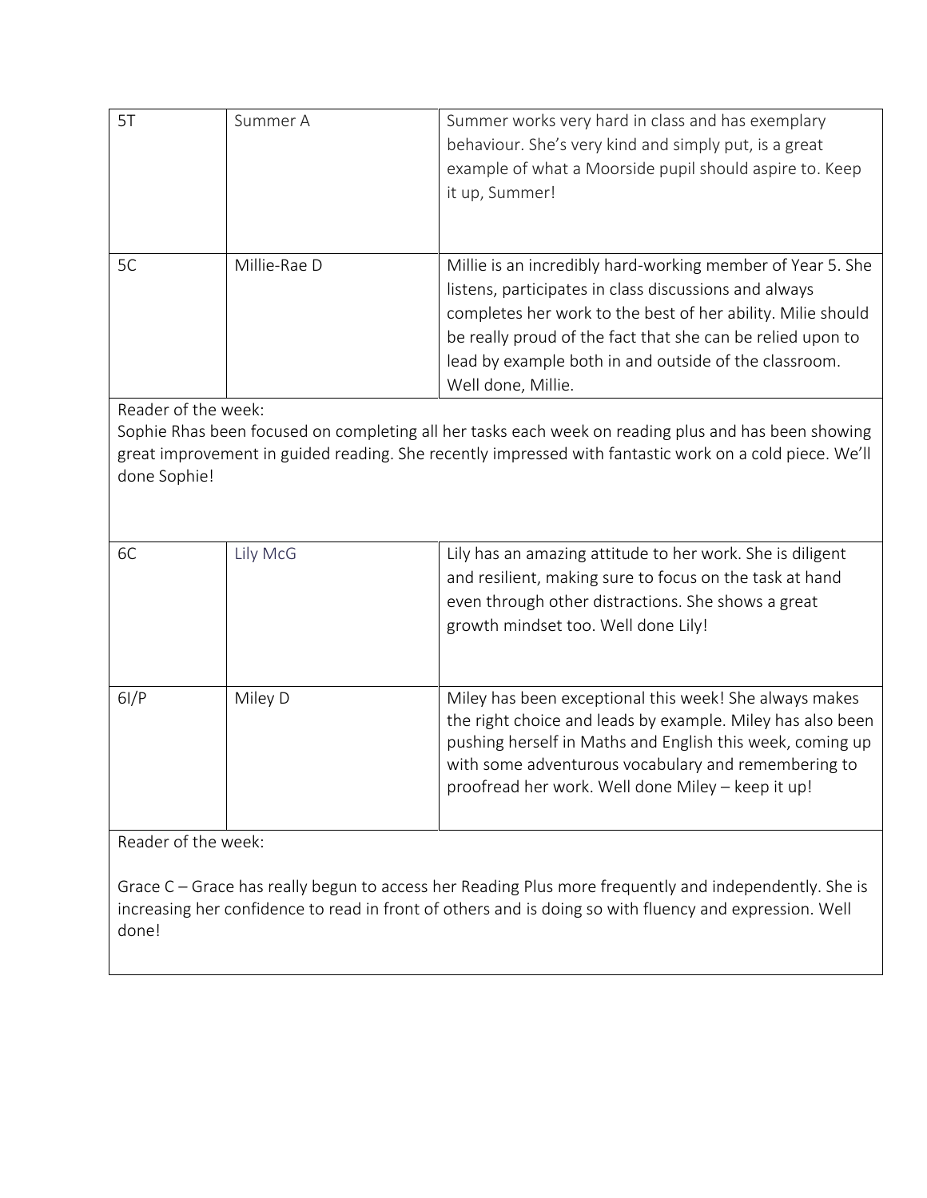| | | |
|---|---|---|
| 5T | Summer A | Summer works very hard in class and has exemplary behaviour. She's very kind and simply put, is a great example of what a Moorside pupil should aspire to. Keep it up, Summer! |
| 5C | Millie-Rae D | Millie is an incredibly hard-working member of Year 5. She listens, participates in class discussions and always completes her work to the best of her ability. Milie should be really proud of the fact that she can be relied upon to lead by example both in and outside of the classroom. Well done, Millie. |
| Reader of the week: Sophie Rhas been focused on completing all her tasks each week on reading plus and has been showing great improvement in guided reading. She recently impressed with fantastic work on a cold piece. We'll done Sophie! | | |
| 6C | Lily McG | Lily has an amazing attitude to her work. She is diligent and resilient, making sure to focus on the task at hand even through other distractions. She shows a great growth mindset too. Well done Lily! |
| 6I/P | Miley D | Miley has been exceptional this week! She always makes the right choice and leads by example. Miley has also been pushing herself in Maths and English this week, coming up with some adventurous vocabulary and remembering to proofread her work. Well done Miley – keep it up! |
| Reader of the week: Grace C – Grace has really begun to access her Reading Plus more frequently and independently. She is increasing her confidence to read in front of others and is doing so with fluency and expression. Well done! | | |